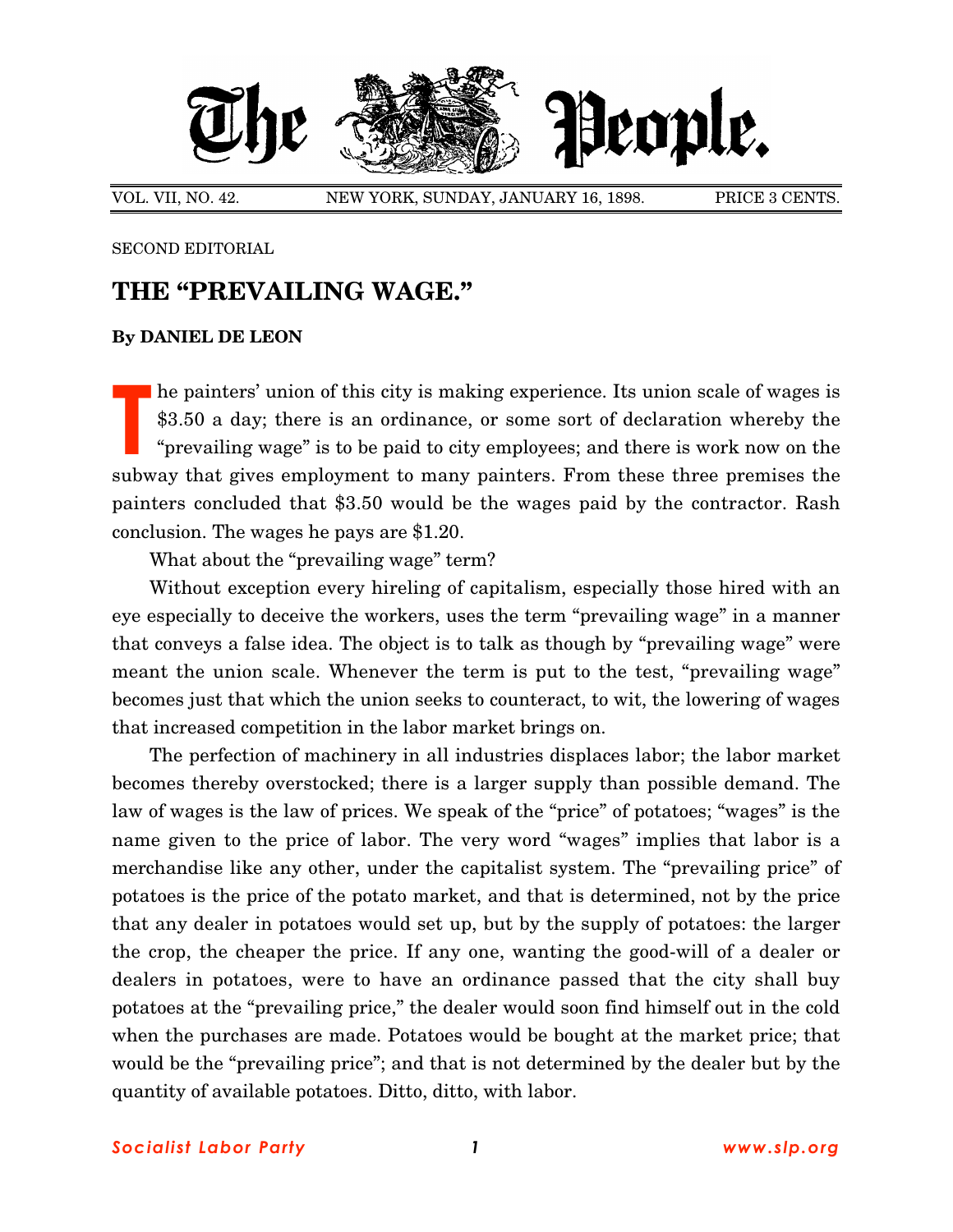# The People.

VOL. VII, NO. 42. NEW YORK, SUNDAY, JANUARY 16, 1898. PRICE 3 CENTS.

SECOND EDITORIAL

## THE "PREVAILING WAGE."

**By DANIEL DE LEON**

The painters' union of this city is making experience. Its union scale of wages is $3.50 a day; there is an ordinance, or some sort of declaration whereby the "prevailing wage" is to be paid to city employees; and there is work now on the subway that gives employment to many painters. From these three premises the painters concluded that $3.50 would be the wages paid by the contractor. Rash conclusion. The wages he pays are $1.20.

What about the "prevailing wage" term?

Without exception every hireling of capitalism, especially those hired with an eye especially to deceive the workers, uses the term "prevailing wage" in a manner that conveys a false idea. The object is to talk as though by "prevailing wage" were meant the union scale. Whenever the term is put to the test, "prevailing wage" becomes just that which the union seeks to counteract, to wit, the lowering of wages that increased competition in the labor market brings on.

The perfection of machinery in all industries displaces labor; the labor market becomes thereby overstocked; there is a larger supply than possible demand. The law of wages is the law of prices. We speak of the "price" of potatoes; "wages" is the name given to the price of labor. The very word "wages" implies that labor is a merchandise like any other, under the capitalist system. The "prevailing price" of potatoes is the price of the potato market, and that is determined, not by the price that any dealer in potatoes would set up, but by the supply of potatoes: the larger the crop, the cheaper the price. If any one, wanting the good-will of a dealer or dealers in potatoes, were to have an ordinance passed that the city shall buy potatoes at the "prevailing price," the dealer would soon find himself out in the cold when the purchases are made. Potatoes would be bought at the market price; that would be the "prevailing price"; and that is not determined by the dealer but by the quantity of available potatoes. Ditto, ditto, with labor.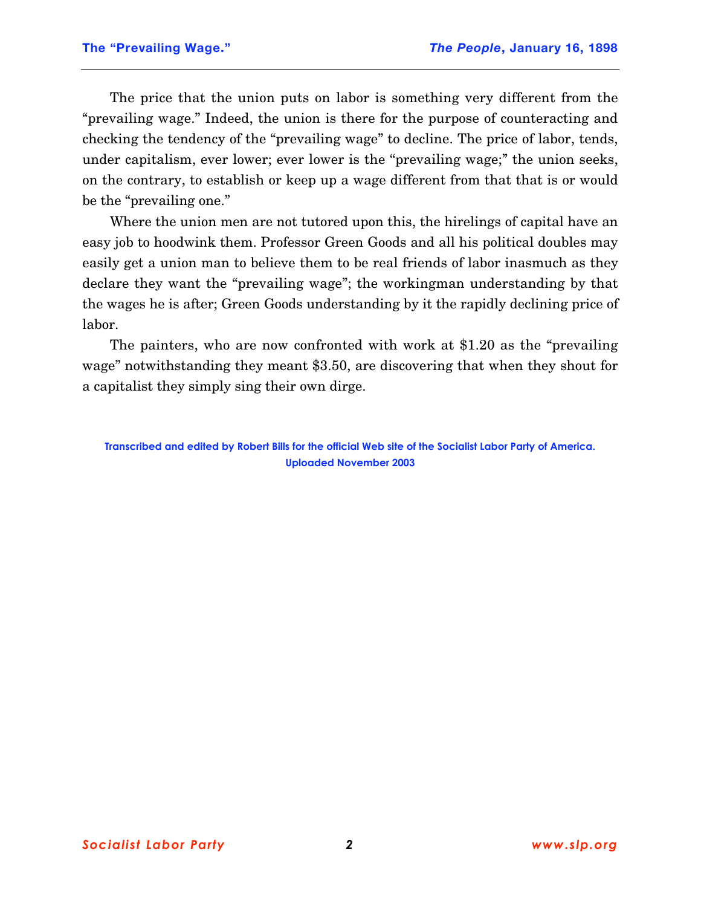The price that the union puts on labor is something very different from the "prevailing wage." Indeed, the union is there for the purpose of counteracting and checking the tendency of the "prevailing wage" to decline. The price of labor, tends, under capitalism, ever lower; ever lower is the "prevailing wage;" the union seeks, on the contrary, to establish or keep up a wage different from that that is or would be the "prevailing one."

Where the union men are not tutored upon this, the hirelings of capital have an easy job to hoodwink them. Professor Green Goods and all his political doubles may easily get a union man to believe them to be real friends of labor inasmuch as they declare they want the "prevailing wage"; the workingman understanding by that the wages he is after; Green Goods understanding by it the rapidly declining price of labor.

The painters, who are now confronted with work at $1.20 as the "prevailing wage" notwithstanding they meant $3.50, are discovering that when they shout for a capitalist they simply sing their own dirge.

**Transcribed and edited by Robert Bills for the official Web site of the Socialist Labor Party of America. Uploaded November 2003**